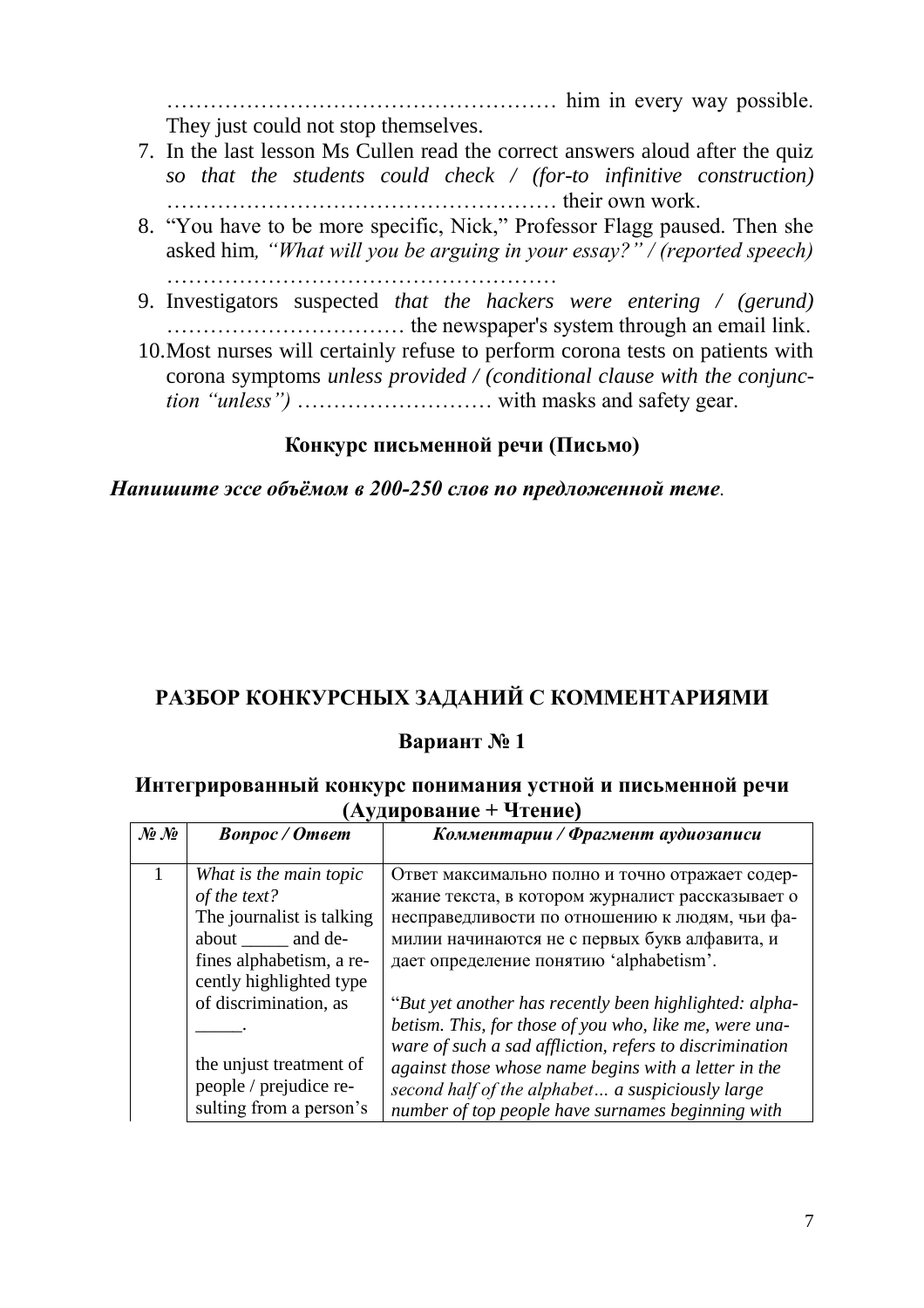……………………………………………… him in every way possible. They just could not stop themselves.

7. In the last lesson Ms Cullen read the correct answers aloud after the quiz *so that the students could check / (for-to infinitive construction)* ……………………………………………… their own work.
8. "You have to be more specific, Nick," Professor Flagg paused. Then she asked him*, "What will you be arguing in your essay?" / (reported speech)* ………………………………………………
9. Investigators suspected *that the hackers were entering / (gerund)* …………………………… the newspaper's system through an email link.
10. Most nurses will certainly refuse to perform corona tests on patients with corona symptoms *unless provided / (conditional clause with the conjunction "unless")* ……………………… with masks and safety gear.

### Конкурс письменной речи (Письмо)

***Напишите эссе объёмом в 200-250 слов по предложенной теме.***

## РАЗБОР КОНКУРСНЫХ ЗАДАНИЙ С КОММЕНТАРИЯМИ

### Вариант № 1

### Интегрированный конкурс понимания устной и письменной речи (Аудирование + Чтение)

| *№ №* | *Вопрос / Ответ* | *Комментарии / Фрагмент аудиозаписи* |
|---|---|---|
| 1 | *What is the main topic of the text?* The journalist is talking about _____ and defines alphabetism, a recently highlighted type of discrimination, as _____. <br><br> the unjust treatment of people / prejudice resulting from a person's | Ответ максимально полно и точно отражает содержание текста, в котором журналист рассказывает о несправедливости по отношению к людям, чьи фамилии начинаются не с первых букв алфавита, и дает определение понятию 'alphabetism'. <br><br> "*But yet another has recently been highlighted: alphabetism. This, for those of you who, like me, were unaware of such a sad affliction, refers to discrimination against those whose name begins with a letter in the second half of the alphabet… a suspiciously large number of top people have surnames beginning with* |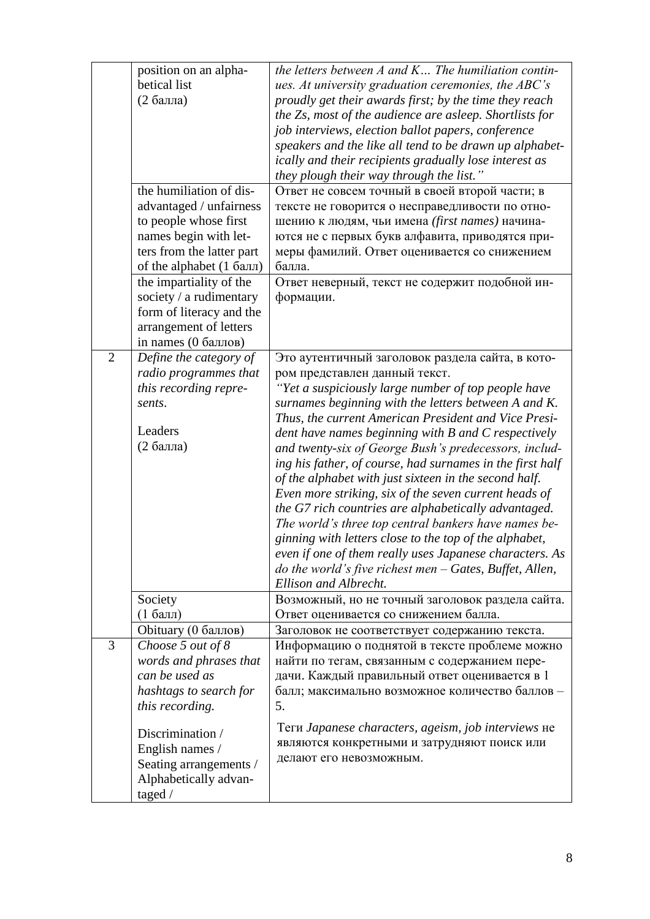|  |  |  |
|---|---|---|
|  | position on an alphabetical list (2 балла) | *the letters between A and K… The humiliation continues. At university graduation ceremonies, the ABC's proudly get their awards first; by the time they reach the Zs, most of the audience are asleep. Shortlists for job interviews, election ballot papers, conference speakers and the like all tend to be drawn up alphabetically and their recipients gradually lose interest as they plough their way through the list."* |
|  | the humiliation of disadvantaged / unfairness to people whose first names begin with letters from the latter part of the alphabet (1 балл) | Ответ не совсем точный в своей второй части; в тексте не говорится о несправедливости по отношению к людям, чьи имена *(first names)* начинаются не с первых букв алфавита, приводятся примеры фамилий. Ответ оценивается со снижением балла. |
|  | the impartiality of the society / a rudimentary form of literacy and the arrangement of letters in names (0 баллов) | Ответ неверный, текст не содержит подобной информации. |
| 2 | *Define the category of radio programmes that this recording represents.*<br><br>Leaders<br>(2 балла) | Это аутентичный заголовок раздела сайта, в котором представлен данный текст.<br>*"Yet a suspiciously large number of top people have surnames beginning with the letters between A and K. Thus, the current American President and Vice President have names beginning with B and C respectively and twenty-six of George Bush's predecessors, including his father, of course, had surnames in the first half of the alphabet with just sixteen in the second half. Even more striking, six of the seven current heads of the G7 rich countries are alphabetically advantaged. The world's three top central bankers have names beginning with letters close to the top of the alphabet, even if one of them really uses Japanese characters. As do the world's five richest men – Gates, Buffet, Allen, Ellison and Albrecht.* |
|  | Society<br>(1 балл) | Возможный, но не точный заголовок раздела сайта. Ответ оценивается со снижением балла. |
|  | Obituary (0 баллов) | Заголовок не соответствует содержанию текста. |
| 3 | *Choose 5 out of 8 words and phrases that can be used as hashtags to search for this recording.*<br><br>Discrimination / English names / Seating arrangements / Alphabetically advantaged / | Информацию о поднятой в тексте проблеме можно найти по тегам, связанным с содержанием передачи. Каждый правильный ответ оценивается в 1 балл; максимально возможное количество баллов – 5.<br><br>Теги *Japanese characters, ageism, job interviews* не являются конкретными и затрудняют поиск или делают его невозможным. |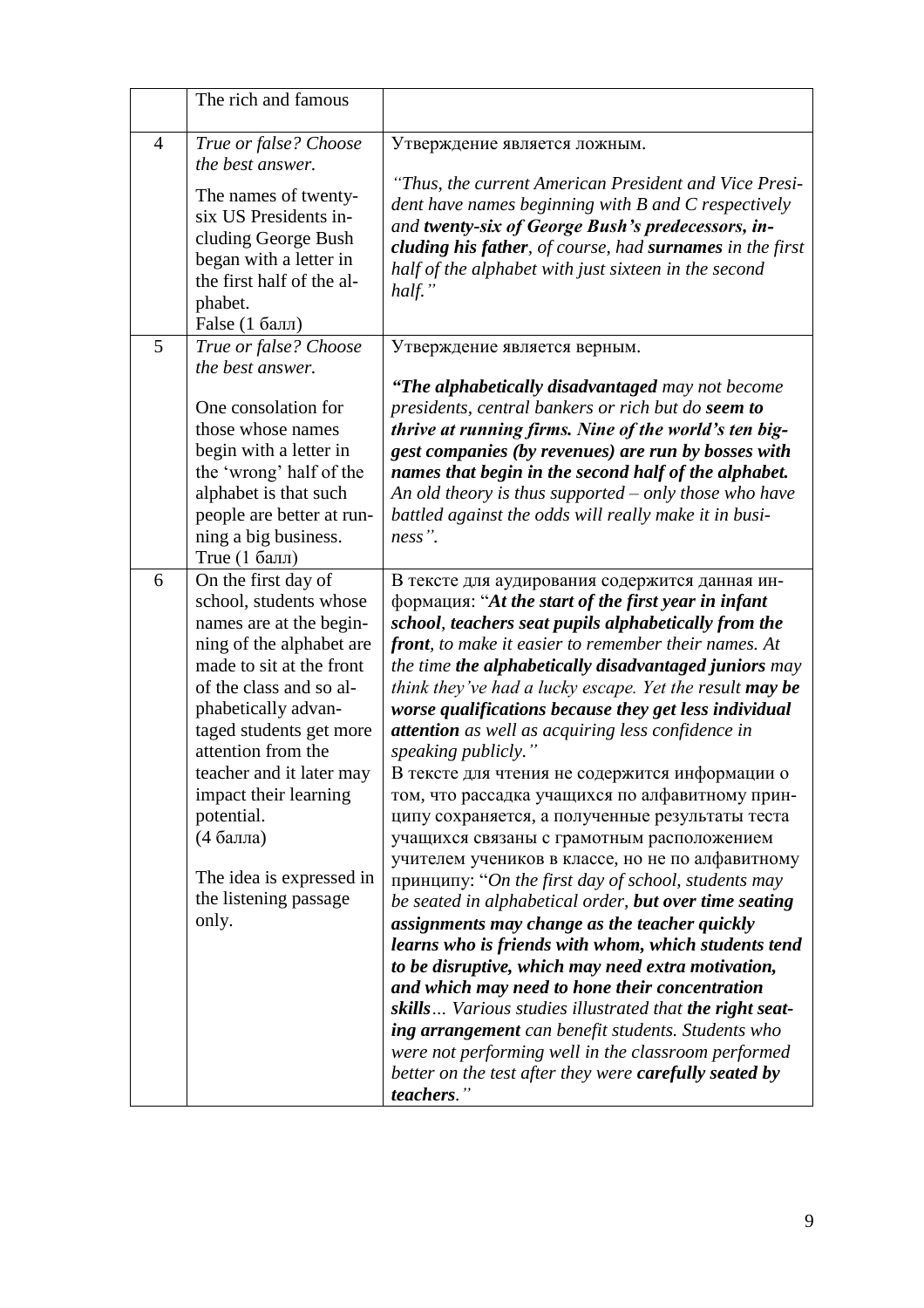| | The rich and famous | |
|---|---|---|
| 4 | *True or false? Choose the best answer.*<br><br>The names of twenty-six US Presidents including George Bush began with a letter in the first half of the alphabet.<br>False (1 балл) | Утверждение является ложным.<br><br>*"Thus, the current American President and Vice President have names beginning with B and C respectively and **twenty-six of George Bush's predecessors, including his father**, of course, had **surnames** in the first half of the alphabet with just sixteen in the second half."* |
| 5 | *True or false? Choose the best answer.*<br><br>One consolation for those whose names begin with a letter in the 'wrong' half of the alphabet is that such people are better at running a big business.<br>True (1 балл) | Утверждение является верным.<br><br>***"The alphabetically disadvantaged** may not become presidents, central bankers or rich but do **seem to thrive at running firms. Nine of the world's ten biggest companies (by revenues) are run by bosses with names that begin in the second half of the alphabet.** An old theory is thus supported – only those who have battled against the odds will really make it in business".* |
| 6 | On the first day of school, students whose names are at the beginning of the alphabet are made to sit at the front of the class and so alphabetically advantaged students get more attention from the teacher and it later may impact their learning potential.<br>(4 балла)<br><br>The idea is expressed in the listening passage only. | В тексте для аудирования содержится данная информация: "***At the start of the first year in infant school**, **teachers seat pupils alphabetically from the front**, to make it easier to remember their names. At the time **the alphabetically disadvantaged juniors** may think they've had a lucky escape. Yet the result **may be worse qualifications because they get less individual attention** as well as acquiring less confidence in speaking publicly."*<br>В тексте для чтения не содержится информации о том, что рассадка учащихся по алфавитному принципу сохраняется, а полученные результаты теста учащихся связаны с грамотным расположением учителем учеников в классе, но не по алфавитному принципу: "*On the first day of school, students may be seated in alphabetical order, **but over time seating assignments may change as the teacher quickly learns who is friends with whom, which students tend to be disruptive, which may need extra motivation, and which may need to hone their concentration skills**… Various studies illustrated that **the right seating arrangement** can benefit students. Students who were not performing well in the classroom performed better on the test after they were **carefully seated by teachers**."* |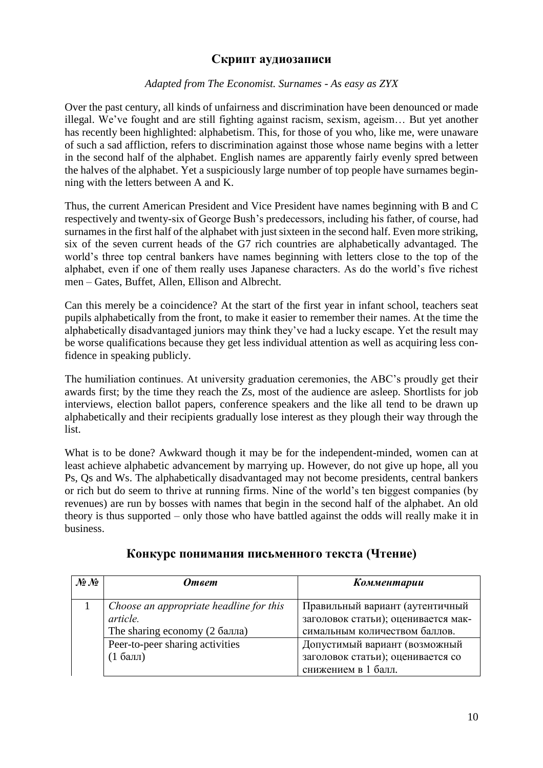## Скрипт аудиозаписи

*Adapted from The Economist. Surnames - As easy as ZYX*

Over the past century, all kinds of unfairness and discrimination have been denounced or made illegal. We've fought and are still fighting against racism, sexism, ageism… But yet another has recently been highlighted: alphabetism. This, for those of you who, like me, were unaware of such a sad affliction, refers to discrimination against those whose name begins with a letter in the second half of the alphabet. English names are apparently fairly evenly spred between the halves of the alphabet. Yet a suspiciously large number of top people have surnames beginning with the letters between A and K.

Thus, the current American President and Vice President have names beginning with B and C respectively and twenty-six of George Bush's predecessors, including his father, of course, had surnames in the first half of the alphabet with just sixteen in the second half. Even more striking, six of the seven current heads of the G7 rich countries are alphabetically advantaged. The world's three top central bankers have names beginning with letters close to the top of the alphabet, even if one of them really uses Japanese characters. As do the world's five richest men – Gates, Buffet, Allen, Ellison and Albrecht.

Can this merely be a coincidence? At the start of the first year in infant school, teachers seat pupils alphabetically from the front, to make it easier to remember their names. At the time the alphabetically disadvantaged juniors may think they've had a lucky escape. Yet the result may be worse qualifications because they get less individual attention as well as acquiring less confidence in speaking publicly.

The humiliation continues. At university graduation ceremonies, the ABC's proudly get their awards first; by the time they reach the Zs, most of the audience are asleep. Shortlists for job interviews, election ballot papers, conference speakers and the like all tend to be drawn up alphabetically and their recipients gradually lose interest as they plough their way through the list.

What is to be done? Awkward though it may be for the independent-minded, women can at least achieve alphabetic advancement by marrying up. However, do not give up hope, all you Ps, Qs and Ws. The alphabetically disadvantaged may not become presidents, central bankers or rich but do seem to thrive at running firms. Nine of the world's ten biggest companies (by revenues) are run by bosses with names that begin in the second half of the alphabet. An old theory is thus supported – only those who have battled against the odds will really make it in business.

## Конкурс понимания письменного текста (Чтение)

| *№ №* | *Ответ* | *Комментарии* |
|---|---|---|
| 1 | *Choose an appropriate headline for this article.*<br>The sharing economy (2 балла) | Правильный вариант (аутентичный заголовок статьи); оценивается максимальным количеством баллов. |
| | Peer-to-peer sharing activities<br>(1 балл) | Допустимый вариант (возможный заголовок статьи); оценивается со снижением в 1 балл. |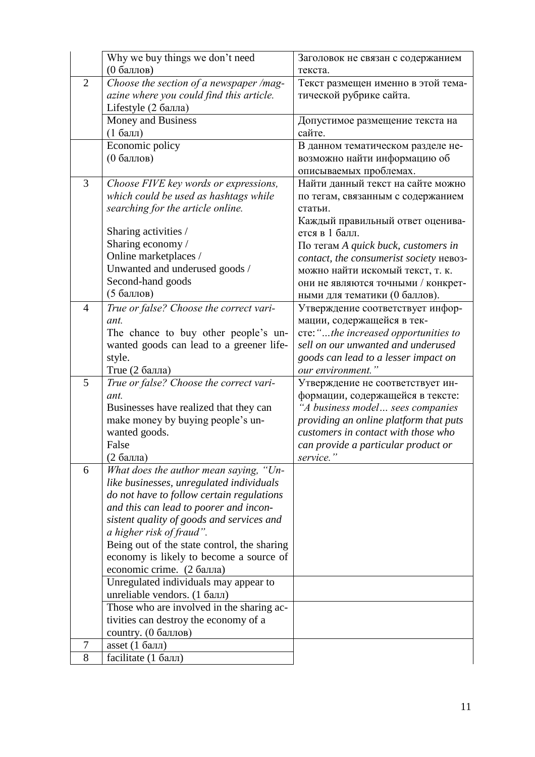| | | |
|---|---|---|
| | Why we buy things we don't need (0 баллов) | Заголовок не связан с содержанием текста. |
| 2 | *Choose the section of a newspaper /magazine where you could find this article.* Lifestyle (2 балла) | Текст размещен именно в этой тематической рубрике сайта. |
| | Money and Business (1 балл) | Допустимое размещение текста на сайте. |
| | Economic policy (0 баллов) | В данном тематическом разделе невозможно найти информацию об описываемых проблемах. |
| 3 | *Choose FIVE key words or expressions, which could be used as hashtags while searching for the article online.*<br><br>Sharing activities /<br>Sharing economy /<br>Online marketplaces /<br>Unwanted and underused goods /<br>Second-hand goods<br>(5 баллов) | Найти данный текст на сайте можно по тегам, связанным с содержанием статьи.<br>Каждый правильный ответ оценивается в 1 балл.<br>По тегам *A quick buck, customers in contact, the consumerist society* невозможно найти искомый текст, т. к. они не являются точными / конкретными для тематики (0 баллов). |
| 4 | *True or false? Choose the correct variant.*<br>The chance to buy other people's unwanted goods can lead to a greener lifestyle.<br>True (2 балла) | Утверждение соответствует информации, содержащейся в тексте:*"…the increased opportunities to sell on our unwanted and underused goods can lead to a lesser impact on our environment."* |
| 5 | *True or false? Choose the correct variant.*<br>Businesses have realized that they can make money by buying people's unwanted goods.<br>False<br>(2 балла) | Утверждение не соответствует информации, содержащейся в тексте: *"A business model… sees companies providing an online platform that puts customers in contact with those who can provide a particular product or service."* |
| 6 | *What does the author mean saying, "Unlike businesses, unregulated individuals do not have to follow certain regulations and this can lead to poorer and inconsistent quality of goods and services and a higher risk of fraud".*<br>Being out of the state control, the sharing economy is likely to become a source of economic crime. (2 балла) | |
| | Unregulated individuals may appear to unreliable vendors. (1 балл) | |
| | Those who are involved in the sharing activities can destroy the economy of a country. (0 баллов) | |
| 7 | asset (1 балл) | |
| 8 | facilitate (1 балл) | |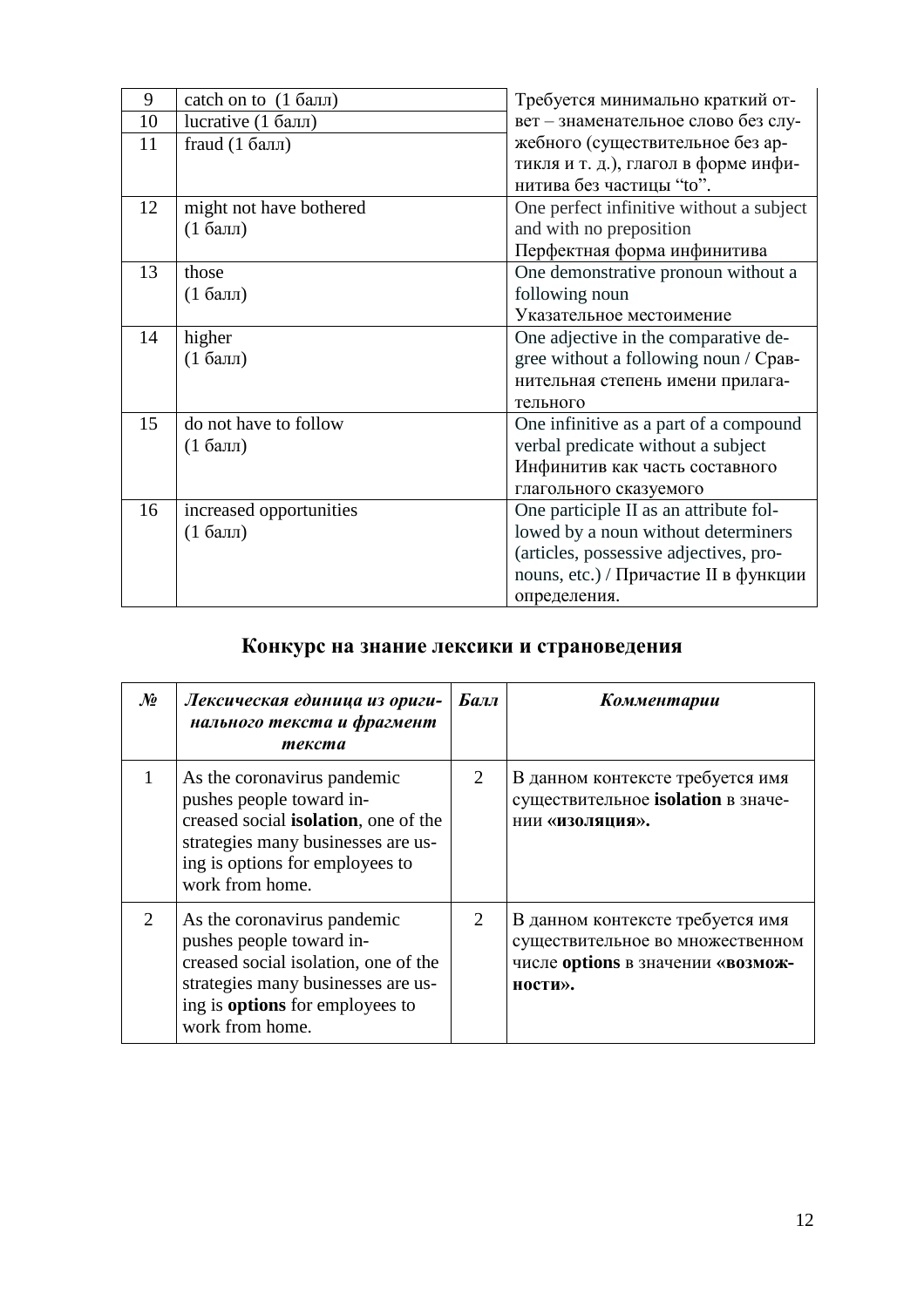| | | |
|---|---|---|
| 9 | catch on to (1 балл) | Требуется минимально краткий ответ – знаменательное слово без служебного (существительное без артикля и т. д.), глагол в форме инфинитива без частицы “to”. |
| 10 | lucrative (1 балл) | |
| 11 | fraud (1 балл) | |
| 12 | might not have bothered (1 балл) | One perfect infinitive without a subject and with no preposition Перфектная форма инфинитива |
| 13 | those (1 балл) | One demonstrative pronoun without a following noun Указательное местоимение |
| 14 | higher (1 балл) | One adjective in the comparative degree without a following noun / Сравнительная степень имени прилагательного |
| 15 | do not have to follow (1 балл) | One infinitive as a part of a compound verbal predicate without a subject Инфинитив как часть составного глагольного сказуемого |
| 16 | increased opportunities (1 балл) | One participle II as an attribute followed by a noun without determiners (articles, possessive adjectives, pronouns, etc.) / Причастие II в функции определения. |

## Конкурс на знание лексики и страноведения

| *№* | *Лексическая единица из оригинального текста и фрагмент текста* | *Балл* | *Комментарии* |
|---|---|---|---|
| 1 | As the coronavirus pandemic pushes people toward increased social **isolation**, one of the strategies many businesses are using is options for employees to work from home. | 2 | В данном контексте требуется имя существительное **isolation** в значении **«изоляция».** |
| 2 | As the coronavirus pandemic pushes people toward increased social isolation, one of the strategies many businesses are using is **options** for employees to work from home. | 2 | В данном контексте требуется имя существительное во множественном числе **options** в значении **«возможности».** |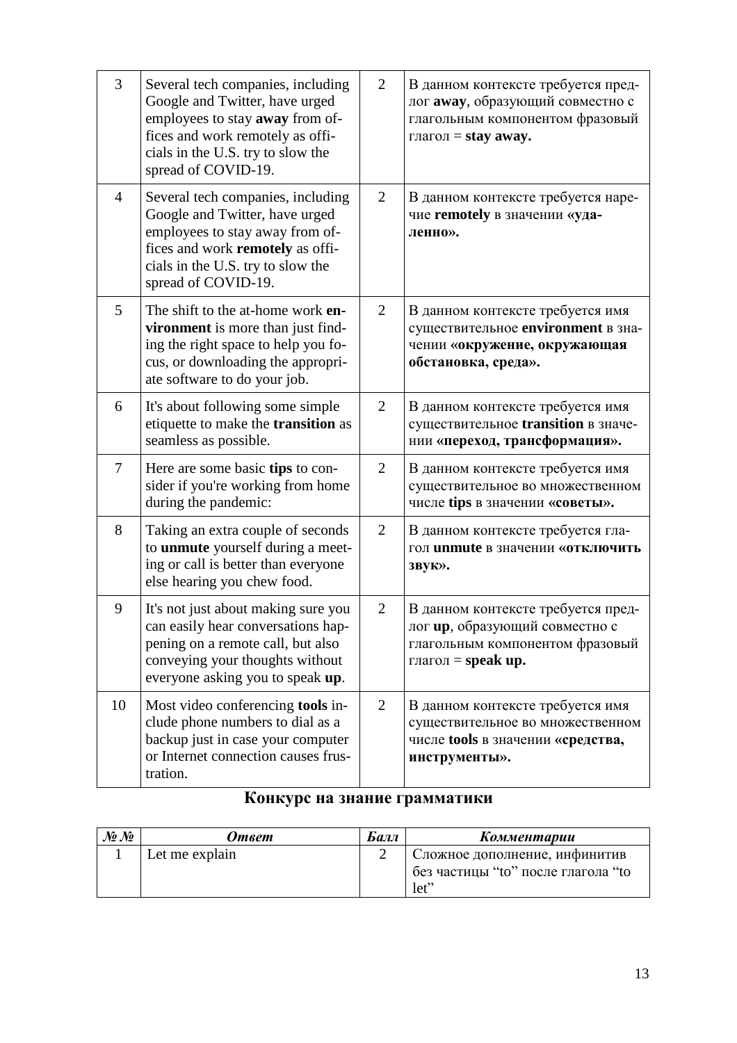| | | | |
|---|---|---|---|
| 3 | Several tech companies, including Google and Twitter, have urged employees to stay **away** from offices and work remotely as officials in the U.S. try to slow the spread of COVID-19. | 2 | В данном контексте требуется предлог **away**, образующий совместно с глагольным компонентом фразовый глагол = **stay away.** |
| 4 | Several tech companies, including Google and Twitter, have urged employees to stay away from offices and work **remotely** as officials in the U.S. try to slow the spread of COVID-19. | 2 | В данном контексте требуется наречие **remotely** в значении **«удаленно».** |
| 5 | The shift to the at-home work **environment** is more than just finding the right space to help you focus, or downloading the appropriate software to do your job. | 2 | В данном контексте требуется имя существительное **environment** в значении **«окружение, окружающая обстановка, среда».** |
| 6 | It's about following some simple etiquette to make the **transition** as seamless as possible. | 2 | В данном контексте требуется имя существительное **transition** в значении **«переход, трансформация».** |
| 7 | Here are some basic **tips** to consider if you're working from home during the pandemic: | 2 | В данном контексте требуется имя существительное во множественном числе **tips** в значении **«советы».** |
| 8 | Taking an extra couple of seconds to **unmute** yourself during a meeting or call is better than everyone else hearing you chew food. | 2 | В данном контексте требуется глагол **unmute** в значении **«отключить звук».** |
| 9 | It's not just about making sure you can easily hear conversations happening on a remote call, but also conveying your thoughts without everyone asking you to speak **up**. | 2 | В данном контексте требуется предлог **up**, образующий совместно с глагольным компонентом фразовый глагол = **speak up.** |
| 10 | Most video conferencing **tools** include phone numbers to dial as a backup just in case your computer or Internet connection causes frustration. | 2 | В данном контексте требуется имя существительное во множественном числе **tools** в значении **«средства, инструменты».** |

## Конкурс на знание грамматики

| *№№* | *Ответ* | *Балл* | *Комментарии* |
|---|---|---|---|
| 1 | Let me explain | 2 | Сложное дополнение, инфинитив без частицы “to” после глагола “to let” |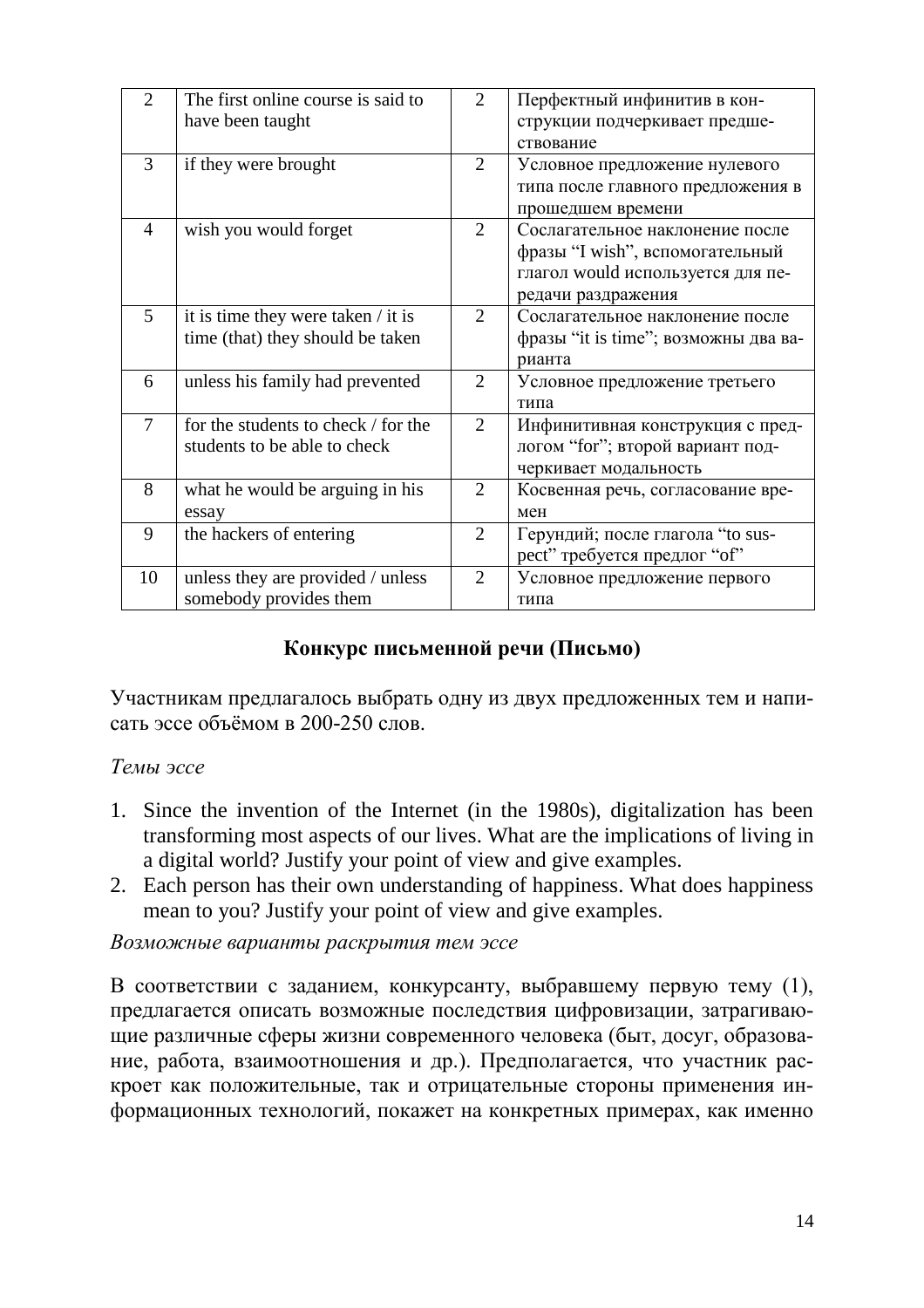| 2 | The first online course is said to have been taught | 2 | Перфектный инфинитив в конструкции подчеркивает предшествование |
|---|---|---|---|
| 3 | if they were brought | 2 | Условное предложение нулевого типа после главного предложения в прошедшем времени |
| 4 | wish you would forget | 2 | Сослагательное наклонение после фразы “I wish”, вспомогательный глагол would используется для передачи раздражения |
| 5 | it is time they were taken / it is time (that) they should be taken | 2 | Сослагательное наклонение после фразы “it is time”; возможны два варианта |
| 6 | unless his family had prevented | 2 | Условное предложение третьего типа |
| 7 | for the students to check / for the students to be able to check | 2 | Инфинитивная конструкция с предлогом “for”; второй вариант подчеркивает модальность |
| 8 | what he would be arguing in his essay | 2 | Косвенная речь, согласование времен |
| 9 | the hackers of entering | 2 | Герундий; после глагола “to suspect” требуется предлог “of” |
| 10 | unless they are provided / unless somebody provides them | 2 | Условное предложение первого типа |

## Конкурс письменной речи (Письмо)

Участникам предлагалось выбрать одну из двух предложенных тем и написать эссе объёмом в 200-250 слов.

*Темы эссе*

1. Since the invention of the Internet (in the 1980s), digitalization has been transforming most aspects of our lives. What are the implications of living in a digital world? Justify your point of view and give examples.
2. Each person has their own understanding of happiness. What does happiness mean to you? Justify your point of view and give examples.

*Возможные варианты раскрытия тем эссе*

В соответствии с заданием, конкурсанту, выбравшему первую тему (1), предлагается описать возможные последствия цифровизации, затрагивающие различные сферы жизни современного человека (быт, досуг, образование, работа, взаимоотношения и др.). Предполагается, что участник раскроет как положительные, так и отрицательные стороны применения информационных технологий, покажет на конкретных примерах, как именно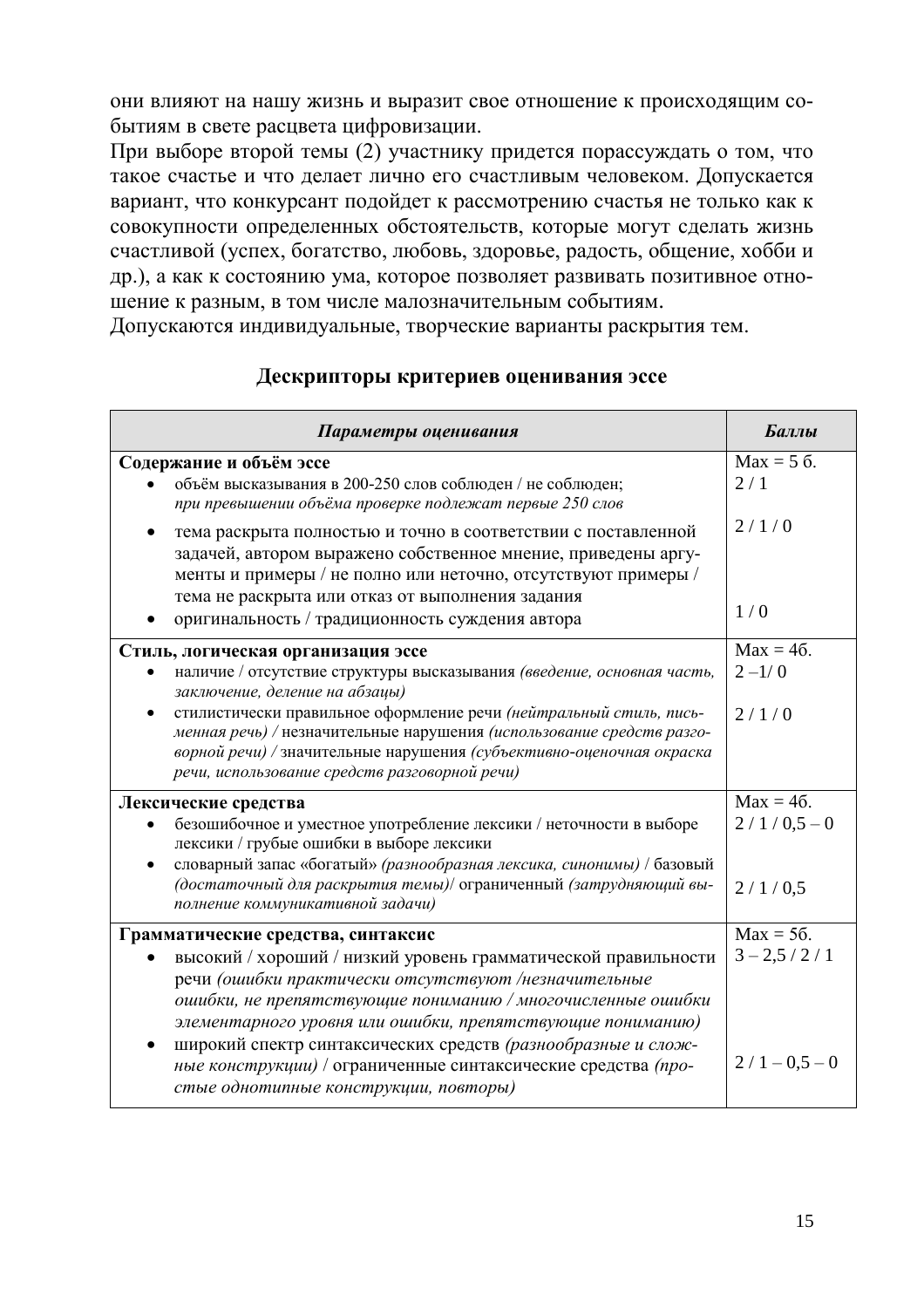они влияют на нашу жизнь и выразит свое отношение к происходящим событиям в свете расцвета цифровизации.

При выборе второй темы (2) участнику придется порассуждать о том, что такое счастье и что делает лично его счастливым человеком. Допускается вариант, что конкурсант подойдет к рассмотрению счастья не только как к совокупности определенных обстоятельств, которые могут сделать жизнь счастливой (успех, богатство, любовь, здоровье, радость, общение, хобби и др.), а как к состоянию ума, которое позволяет развивать позитивное отношение к разным, в том числе малозначительным событиям.

Допускаются индивидуальные, творческие варианты раскрытия тем.

## Дескрипторы критериев оценивания эссе

| *Параметры оценивания* | *Баллы* |
|---|---|
| **Содержание и объём эссе** | Max = 5 б. |
| • объём высказывания в 200-250 слов соблюден / не соблюден; *при превышении объёма проверке подлежат первые 250 слов* | 2 / 1 |
| • тема раскрыта полностью и точно в соответствии с поставленной задачей, автором выражено собственное мнение, приведены аргументы и примеры / не полно или неточно, отсутствуют примеры / тема не раскрыта или отказ от выполнения задания | 2 / 1 / 0 |
| • оригинальность / традиционность суждения автора | 1 / 0 |
| **Стиль, логическая организация эссе** | Max = 4б. |
| • наличие / отсутствие структуры высказывания *(введение, основная часть, заключение, деление на абзацы)* | 2 –1/ 0 |
| • стилистически правильное оформление речи *(нейтральный стиль, письменная речь) /* незначительные нарушения *(использование средств разговорной речи) /* значительные нарушения *(субъективно-оценочная окраска речи, использование средств разговорной речи)* | 2 / 1 / 0 |
| **Лексические средства** | Max = 4б. |
| • безошибочное и уместное употребление лексики / неточности в выборе лексики / грубые ошибки в выборе лексики | 2 / 1 / 0,5 – 0 |
| • словарный запас «богатый» *(разнообразная лексика, синонимы)* / базовый *(достаточный для раскрытия темы)*/ ограниченный *(затрудняющий выполнение коммуникативной задачи)* | 2 / 1 / 0,5 |
| **Грамматические средства, синтаксис** | Max = 5б. |
| • высокий / хороший / низкий уровень грамматической правильности речи *(ошибки практически отсутствуют /незначительные ошибки, не препятствующие пониманию / многочисленные ошибки элементарного уровня или ошибки, препятствующие пониманию)* | 3 – 2,5 / 2 / 1 |
| • широкий спектр синтаксических средств *(разнообразные и сложные конструкции)* / ограниченные синтаксические средства *(простые однотипные конструкции, повторы)* | 2 / 1 – 0,5 – 0 |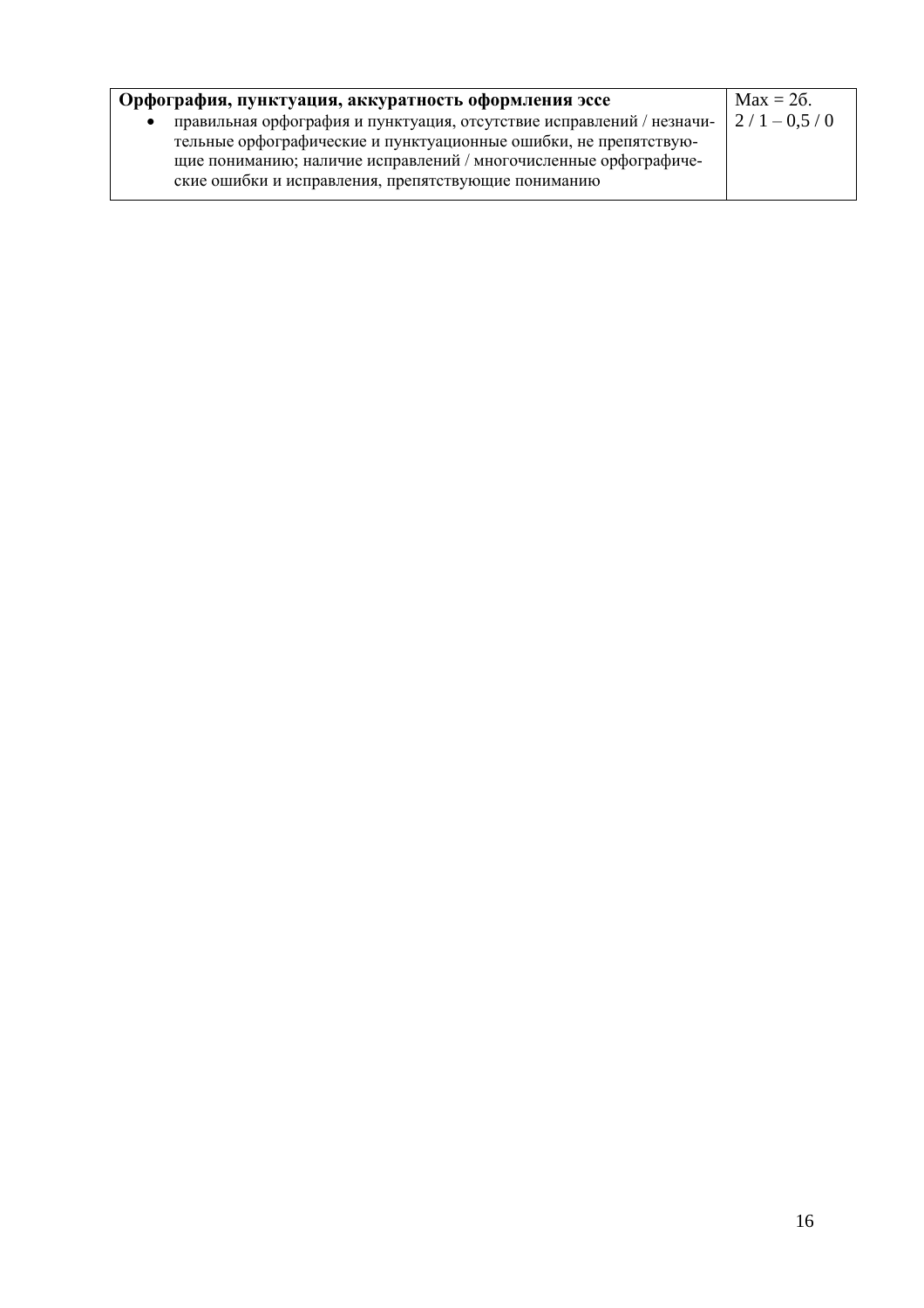| | |
|---|---|
| **Орфография, пунктуация, аккуратность оформления эссе**<br>• правильная орфография и пунктуация, отсутствие исправлений / незначительные орфографические и пунктуационные ошибки, не препятствующие пониманию; наличие исправлений / многочисленные орфографические ошибки и исправления, препятствующие пониманию | Max = 2б.<br>2 / 1 – 0,5 / 0 |